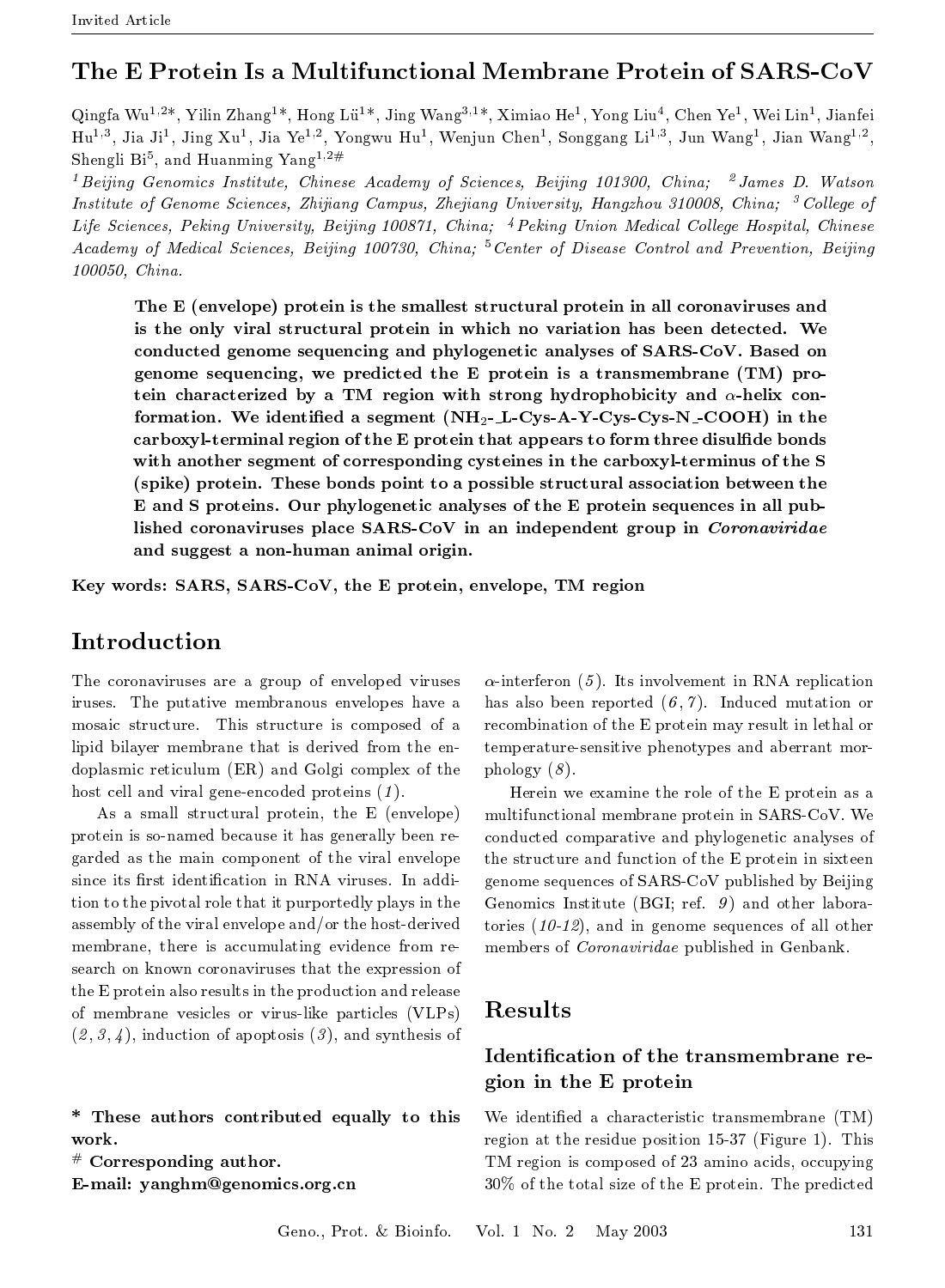Invited Article

# The E Protein Is a Multifunctional Membrane Protein of SARS-CoV

Qingfa Wu[1,2*], Yilin Zhang[1*], Hong Lü[1*], Jing Wang[3,1*], Ximiao He[1], Yong Liu[4], Chen Ye[1], Wei Lin[1], Jianfei Hu[1,3], Jia Ji[1], Jing Xu[1], Jia Ye[1,2], Yongwu Hu[1], Wenjun Chen[1], Songgang Li[1,3], Jun Wang[1], Jian Wang[1,2], Shengli Bi[5], and Huanming Yang[1,2#]

[1] *Beijing Genomics Institute, Chinese Academy of Sciences, Beijing 101300, China;* [2] *James D. Watson Institute of Genome Sciences, Zhijiang Campus, Zhejiang University, Hangzhou 310008, China;* [3] *College of Life Sciences, Peking University, Beijing 100871, China;* [4] *Peking Union Medical College Hospital, Chinese Academy of Medical Sciences, Beijing 100730, China;* [5] *Center of Disease Control and Prevention, Beijing 100050, China.*

**The E (envelope) protein is the smallest structural protein in all coronaviruses and is the only viral structural protein in which no variation has been detected. We conducted genome sequencing and phylogenetic analyses of SARS-CoV. Based on genome sequencing, we predicted the E protein is a transmembrane (TM) protein characterized by a TM region with strong hydrophobicity and $\alpha$-helix conformation. We identified a segment ($NH_2$-_L-Cys-A-Y-Cys-Cys-N_-COOH) in the carboxyl-terminal region of the E protein that appears to form three disulfide bonds with another segment of corresponding cysteines in the carboxyl-terminus of the S (spike) protein. These bonds point to a possible structural association between the E and S proteins. Our phylogenetic analyses of the E protein sequences in all published coronaviruses place SARS-CoV in an independent group in *Coronaviridae* and suggest a non-human animal origin.**

**Key words: SARS, SARS-CoV, the E protein, envelope, TM region**

## Introduction

The coronaviruses are a group of enveloped viruses iruses. The putative membranous envelopes have a mosaic structure. This structure is composed of a lipid bilayer membrane that is derived from the endoplasmic reticulum (ER) and Golgi complex of the host cell and viral gene-encoded proteins (*1*).

As a small structural protein, the E (envelope) protein is so-named because it has generally been regarded as the main component of the viral envelope since its first identification in RNA viruses. In addition to the pivotal role that it purportedly plays in the assembly of the viral envelope and/or the host-derived membrane, there is accumulating evidence from research on known coronaviruses that the expression of the E protein also results in the production and release of membrane vesicles or virus-like particles (VLPs) (*2, 3, 4*), induction of apoptosis (*3*), and synthesis of $\alpha$-interferon (*5*). Its involvement in RNA replication has also been reported (*6, 7*). Induced mutation or recombination of the E protein may result in lethal or temperature-sensitive phenotypes and aberrant morphology (*8*).

Herein we examine the role of the E protein as a multifunctional membrane protein in SARS-CoV. We conducted comparative and phylogenetic analyses of the structure and function of the E protein in sixteen genome sequences of SARS-CoV published by Beijing Genomics Institute (BGI; ref. *9*) and other laboratories (*10-12*), and in genome sequences of all other members of *Coronaviridae* published in Genbank.

**\* These authors contributed equally to this work.**
**# Corresponding author.**
**E-mail: yanghm@genomics.org.cn**

## Results

### Identification of the transmembrane region in the E protein

We identified a characteristic transmembrane (TM) region at the residue position 15-37 (Figure 1). This TM region is composed of 23 amino acids, occupying 30% of the total size of the E protein. The predicted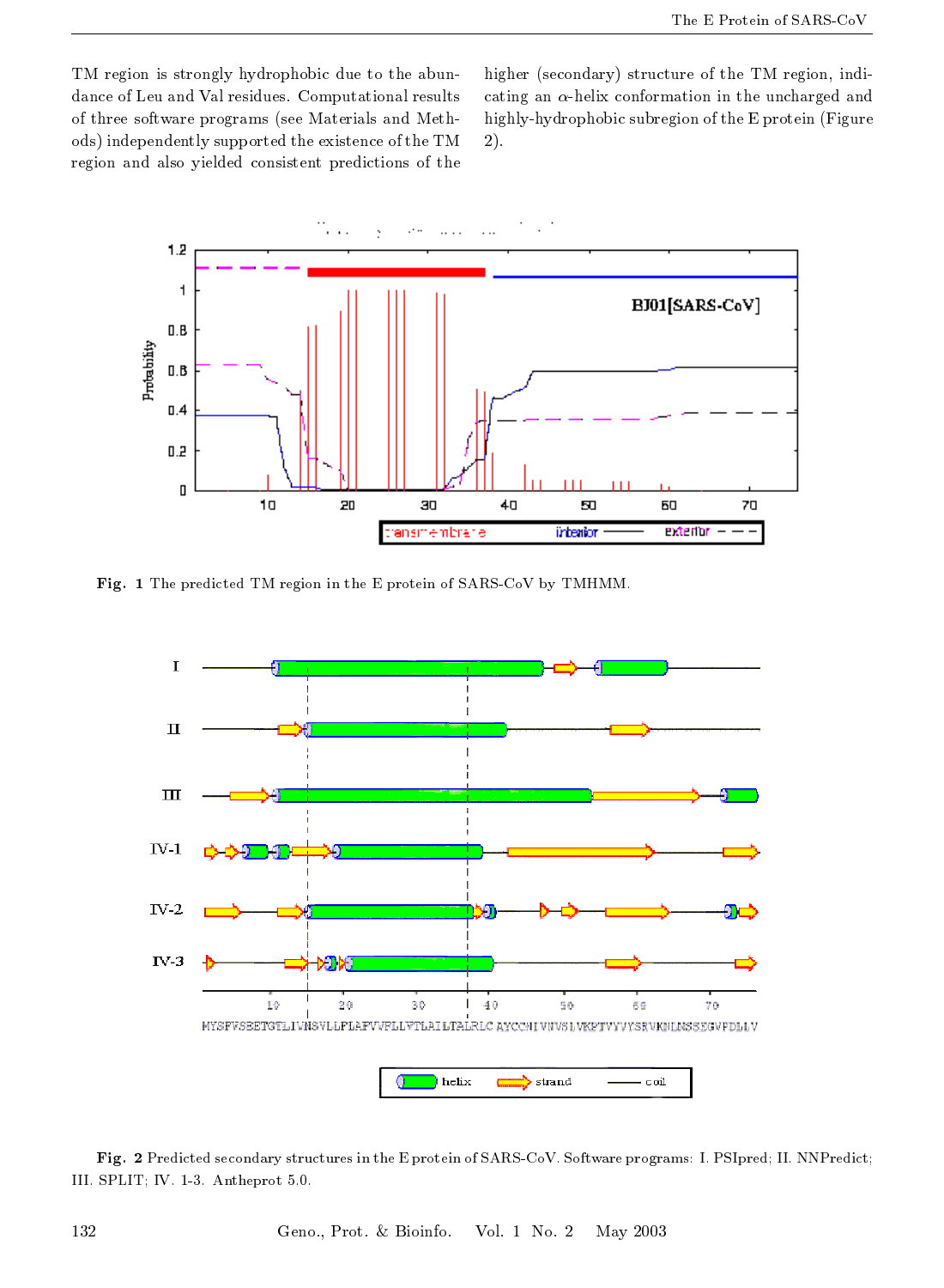TM region is strongly hydrophobic due to the abundance of Leu and Val residues. Computational results of three software programs (see Materials and Methods) independently supported the existence of the TM region and also yielded consistent predictions of the higher (secondary) structure of the TM region, indicating an $\alpha$-helix conformation in the uncharged and highly-hydrophobic subregion of the E protein (Figure 2).

**Fig. 1** The predicted TM region in the E protein of SARS-CoV by TMHMM.

**Fig. 2** Predicted secondary structures in the E protein of SARS-CoV. Software programs: I. PSIpred; II. NNPredict; III. SPLIT; IV. 1-3. Antheprot 5.0.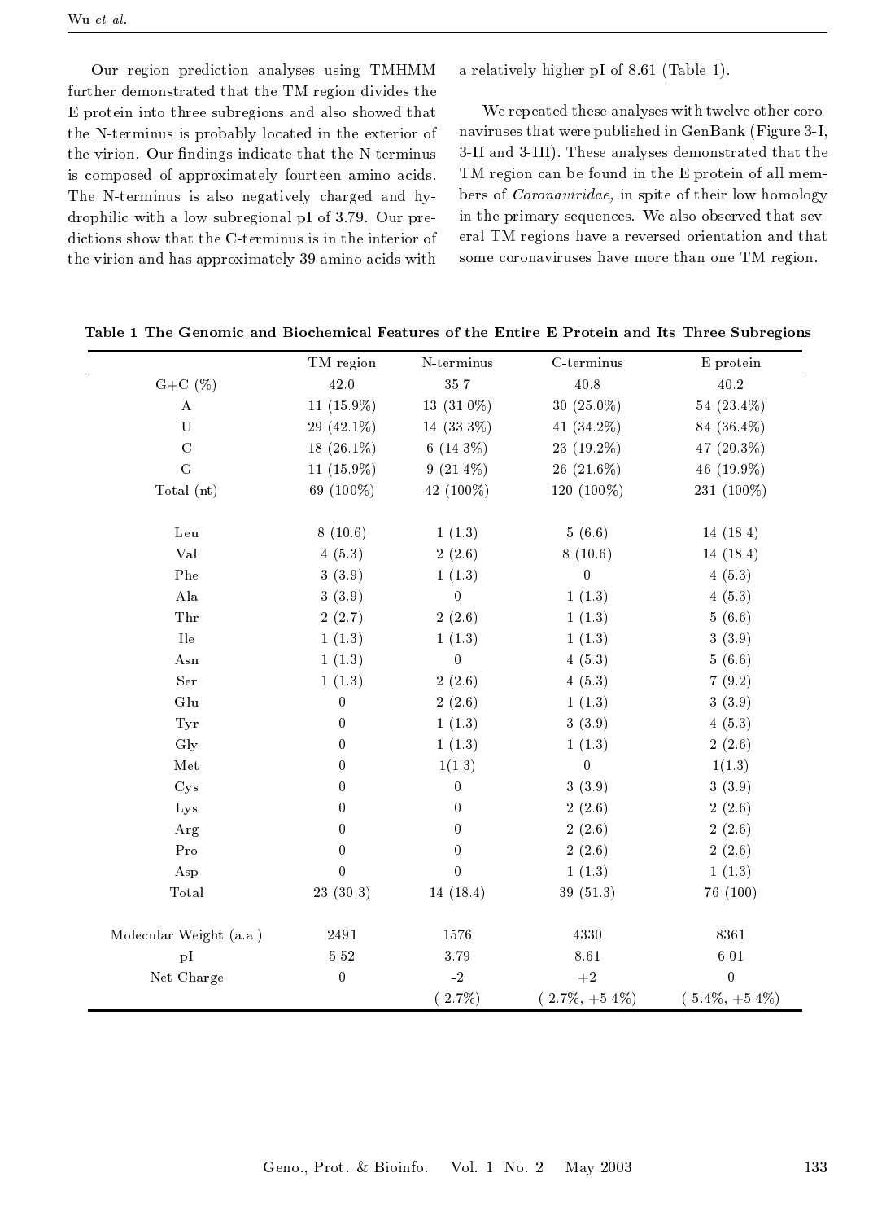Our region prediction analyses using TMHMM further demonstrated that the TM region divides the E protein into three subregions and also showed that the N-terminus is probably located in the exterior of the virion. Our findings indicate that the N-terminus is composed of approximately fourteen amino acids. The N-terminus is also negatively charged and hydrophilic with a low subregional pI of 3.79. Our predictions show that the C-terminus is in the interior of the virion and has approximately 39 amino acids with a relatively higher pI of 8.61 (Table 1).

We repeated these analyses with twelve other coronaviruses that were published in GenBank (Figure 3-I, 3-II and 3-III). These analyses demonstrated that the TM region can be found in the E protein of all members of *Coronaviridae,* in spite of their low homology in the primary sequences. We also observed that several TM regions have a reversed orientation and that some coronaviruses have more than one TM region.

**Table 1 The Genomic and Biochemical Features of the Entire E Protein and Its Three Subregions**

| | TM region | N-terminus | C-terminus | E protein |
|---|---|---|---|---|
| G+C (%) | 42.0 | 35.7 | 40.8 | 40.2 |
| A | 11 (15.9%) | 13 (31.0%) | 30 (25.0%) | 54 (23.4%) |
| U | 29 (42.1%) | 14 (33.3%) | 41 (34.2%) | 84 (36.4%) |
| C | 18 (26.1%) | 6 (14.3%) | 23 (19.2%) | 47 (20.3%) |
| G | 11 (15.9%) | 9 (21.4%) | 26 (21.6%) | 46 (19.9%) |
| Total (nt) | 69 (100%) | 42 (100%) | 120 (100%) | 231 (100%) |
| Leu | 8 (10.6) | 1 (1.3) | 5 (6.6) | 14 (18.4) |
| Val | 4 (5.3) | 2 (2.6) | 8 (10.6) | 14 (18.4) |
| Phe | 3 (3.9) | 1 (1.3) | 0 | 4 (5.3) |
| Ala | 3 (3.9) | 0 | 1 (1.3) | 4 (5.3) |
| Thr | 2 (2.7) | 2 (2.6) | 1 (1.3) | 5 (6.6) |
| Ile | 1 (1.3) | 1 (1.3) | 1 (1.3) | 3 (3.9) |
| Asn | 1 (1.3) | 0 | 4 (5.3) | 5 (6.6) |
| Ser | 1 (1.3) | 2 (2.6) | 4 (5.3) | 7 (9.2) |
| Glu | 0 | 2 (2.6) | 1 (1.3) | 3 (3.9) |
| Tyr | 0 | 1 (1.3) | 3 (3.9) | 4 (5.3) |
| Gly | 0 | 1 (1.3) | 1 (1.3) | 2 (2.6) |
| Met | 0 | 1(1.3) | 0 | 1(1.3) |
| Cys | 0 | 0 | 3 (3.9) | 3 (3.9) |
| Lys | 0 | 0 | 2 (2.6) | 2 (2.6) |
| Arg | 0 | 0 | 2 (2.6) | 2 (2.6) |
| Pro | 0 | 0 | 2 (2.6) | 2 (2.6) |
| Asp | 0 | 0 | 1 (1.3) | 1 (1.3) |
| Total | 23 (30.3) | 14 (18.4) | 39 (51.3) | 76 (100) |
| Molecular Weight (a.a.) | 2491 | 1576 | 4330 | 8361 |
| pI | 5.52 | 3.79 | 8.61 | 6.01 |
| Net Charge | 0 | -2 | +2 | 0 |
| | | (-2.7%) | (-2.7%, +5.4%) | (-5.4%, +5.4%) |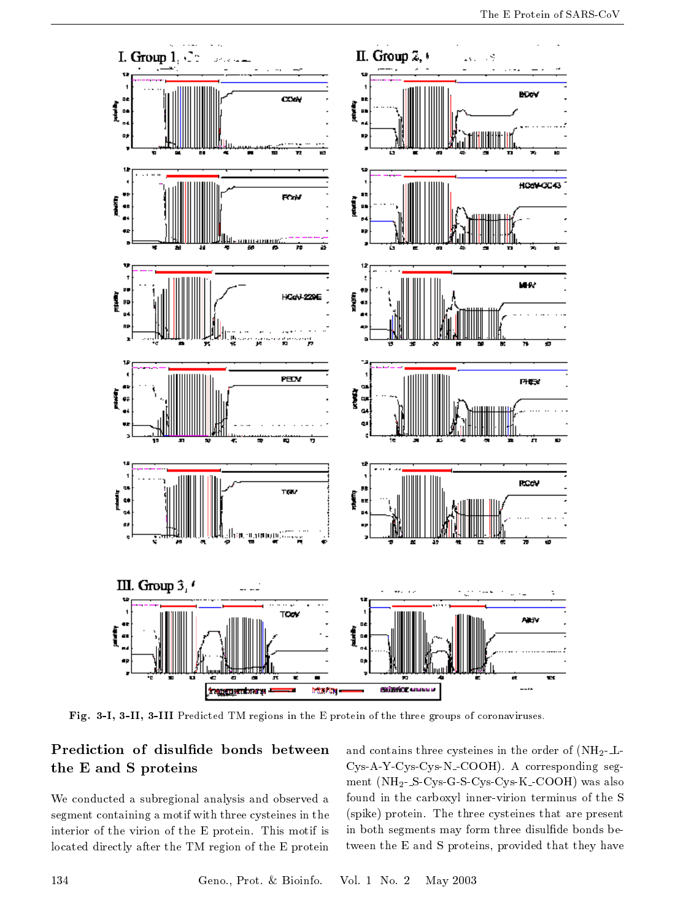Fig. 3-I, 3-II, 3-III Predicted TM regions in the E protein of the three groups of coronaviruses.

## Prediction of disulfide bonds between the E and S proteins

We conducted a subregional analysis and observed a segment containing a motif with three cysteines in the interior of the virion of the E protein. This motif is located directly after the TM region of the E protein and contains three cysteines in the order of ($NH_2$-_L-Cys-A-Y-Cys-Cys-N_-COOH). A corresponding segment ($NH_2$-_S-Cys-G-S-Cys-Cys-K_-COOH) was also found in the carboxyl inner-virion terminus of the S (spike) protein. The three cysteines that are present in both segments may form three disulfide bonds between the E and S proteins, provided that they have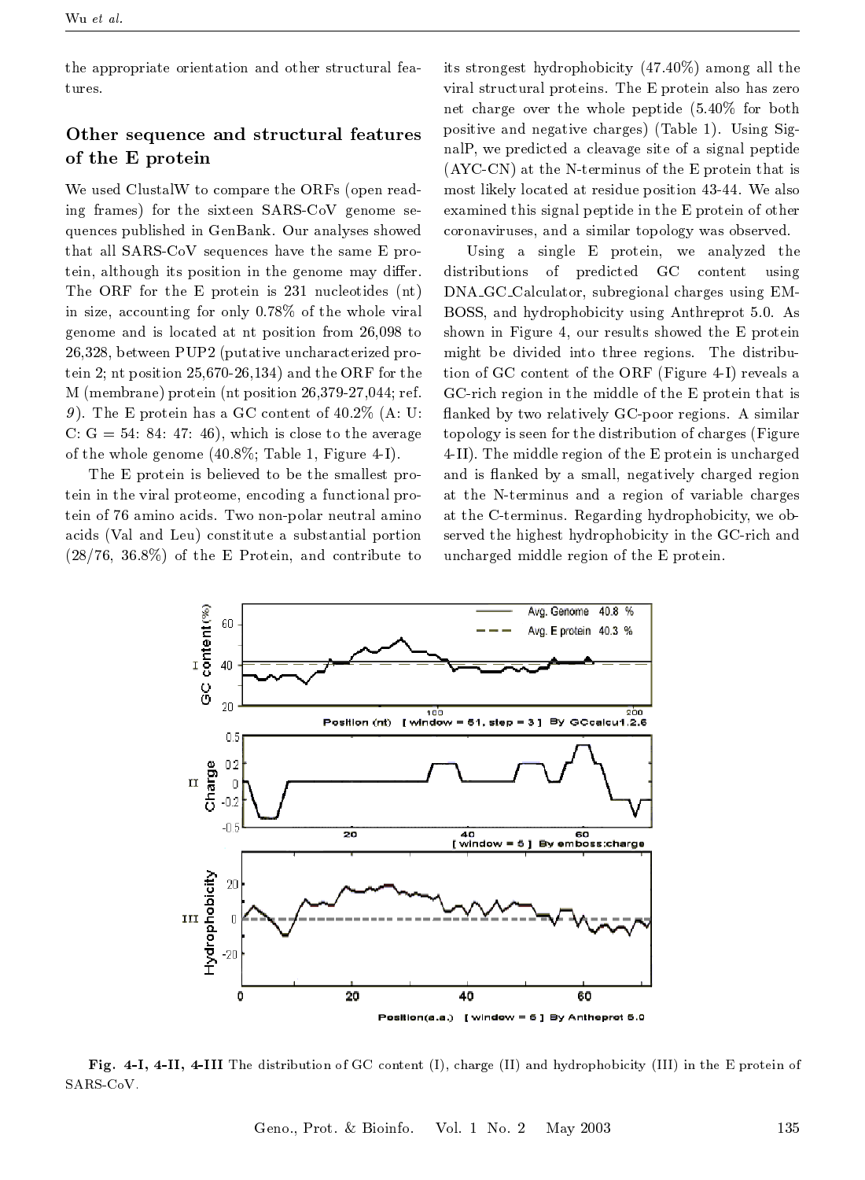the appropriate orientation and other structural features.

## Other sequence and structural features of the E protein

We used ClustalW to compare the ORFs (open reading frames) for the sixteen SARS-CoV genome sequences published in GenBank. Our analyses showed that all SARS-CoV sequences have the same E protein, although its position in the genome may differ. The ORF for the E protein is 231 nucleotides (nt) in size, accounting for only 0.78% of the whole viral genome and is located at nt position from 26,098 to 26,328, between PUP2 (putative uncharacterized protein 2; nt position 25,670-26,134) and the ORF for the M (membrane) protein (nt position 26,379-27,044; ref. *9*). The E protein has a GC content of 40.2% (A: U: C: G = 54: 84: 47: 46), which is close to the average of the whole genome (40.8%; Table 1, Figure 4-I).

The E protein is believed to be the smallest protein in the viral proteome, encoding a functional protein of 76 amino acids. Two non-polar neutral amino acids (Val and Leu) constitute a substantial portion (28/76, 36.8%) of the E Protein, and contribute to its strongest hydrophobicity (47.40%) among all the viral structural proteins. The E protein also has zero net charge over the whole peptide (5.40% for both positive and negative charges) (Table 1). Using SignalP, we predicted a cleavage site of a signal peptide (AYC-CN) at the N-terminus of the E protein that is most likely located at residue position 43-44. We also examined this signal peptide in the E protein of other coronaviruses, and a similar topology was observed.

Using a single E protein, we analyzed the distributions of predicted GC content using DNA_GC_Calculator, subregional charges using EMBOSS, and hydrophobicity using Anthreprot 5.0. As shown in Figure 4, our results showed the E protein might be divided into three regions. The distribution of GC content of the ORF (Figure 4-I) reveals a GC-rich region in the middle of the E protein that is flanked by two relatively GC-poor regions. A similar topology is seen for the distribution of charges (Figure 4-II). The middle region of the E protein is uncharged and is flanked by a small, negatively charged region at the N-terminus and a region of variable charges at the C-terminus. Regarding hydrophobicity, we observed the highest hydrophobicity in the GC-rich and uncharged middle region of the E protein.

**Fig. 4-I, 4-II, 4-III** The distribution of GC content (I), charge (II) and hydrophobicity (III) in the E protein of SARS-CoV.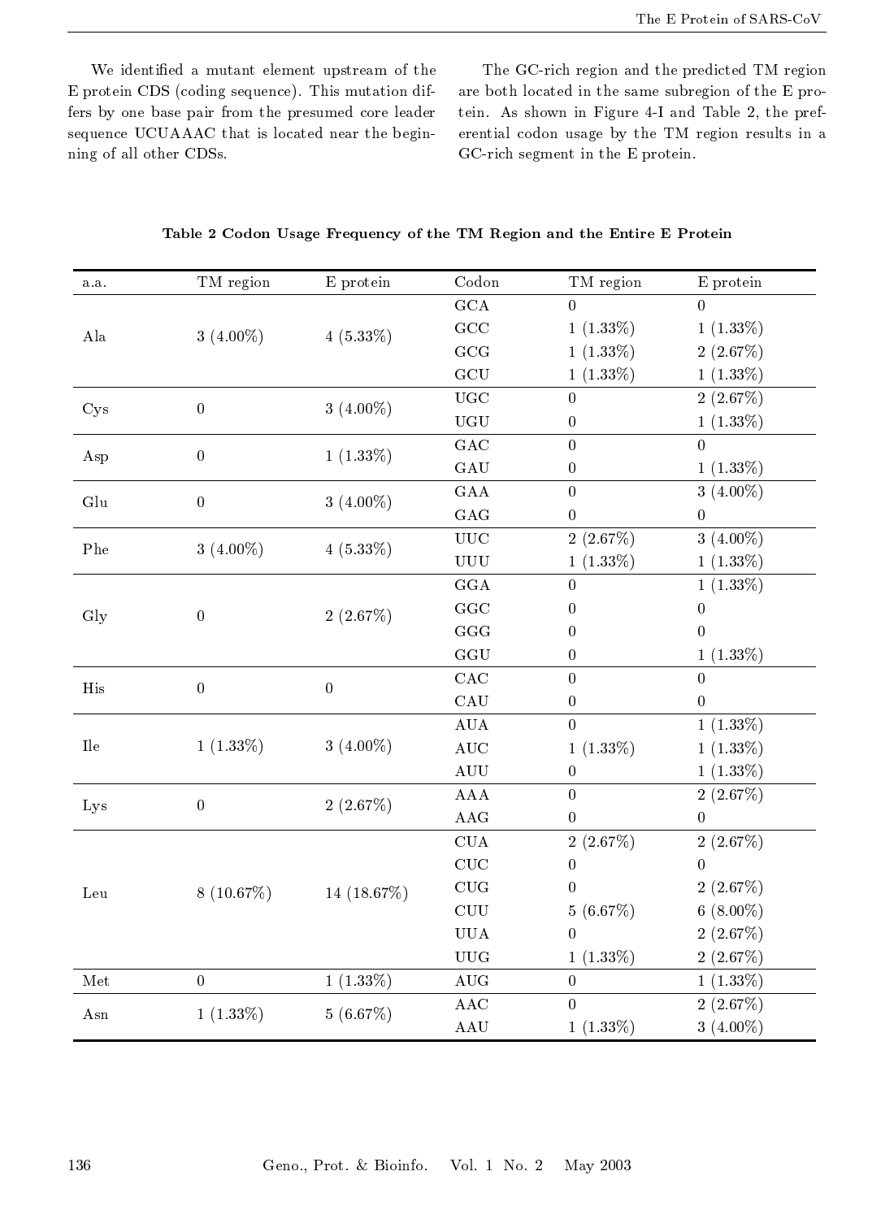We identified a mutant element upstream of the E protein CDS (coding sequence). This mutation differs by one base pair from the presumed core leader sequence UCUAAAC that is located near the beginning of all other CDSs.

The GC-rich region and the predicted TM region are both located in the same subregion of the E protein. As shown in Figure 4-I and Table 2, the preferential codon usage by the TM region results in a GC-rich segment in the E protein.

**Table 2 Codon Usage Frequency of the TM Region and the Entire E Protein**

| a.a. | TM region | E protein | Codon | TM region | E protein |
|---|---|---|---|---|---|
| Ala | 3 (4.00%) | 4 (5.33%) | GCA | 0 | 0 |
| | | | GCC | 1 (1.33%) | 1 (1.33%) |
| | | | GCG | 1 (1.33%) | 2 (2.67%) |
| | | | GCU | 1 (1.33%) | 1 (1.33%) |
| Cys | 0 | 3 (4.00%) | UGC | 0 | 2 (2.67%) |
| | | | UGU | 0 | 1 (1.33%) |
| Asp | 0 | 1 (1.33%) | GAC | 0 | 0 |
| | | | GAU | 0 | 1 (1.33%) |
| Glu | 0 | 3 (4.00%) | GAA | 0 | 3 (4.00%) |
| | | | GAG | 0 | 0 |
| Phe | 3 (4.00%) | 4 (5.33%) | UUC | 2 (2.67%) | 3 (4.00%) |
| | | | UUU | 1 (1.33%) | 1 (1.33%) |
| Gly | 0 | 2 (2.67%) | GGA | 0 | 1 (1.33%) |
| | | | GGC | 0 | 0 |
| | | | GGG | 0 | 0 |
| | | | GGU | 0 | 1 (1.33%) |
| His | 0 | 0 | CAC | 0 | 0 |
| | | | CAU | 0 | 0 |
| Ile | 1 (1.33%) | 3 (4.00%) | AUA | 0 | 1 (1.33%) |
| | | | AUC | 1 (1.33%) | 1 (1.33%) |
| | | | AUU | 0 | 1 (1.33%) |
| Lys | 0 | 2 (2.67%) | AAA | 0 | 2 (2.67%) |
| | | | AAG | 0 | 0 |
| Leu | 8 (10.67%) | 14 (18.67%) | CUA | 2 (2.67%) | 2 (2.67%) |
| | | | CUC | 0 | 0 |
| | | | CUG | 0 | 2 (2.67%) |
| | | | CUU | 5 (6.67%) | 6 (8.00%) |
| | | | UUA | 0 | 2 (2.67%) |
| | | | UUG | 1 (1.33%) | 2 (2.67%) |
| Met | 0 | 1 (1.33%) | AUG | 0 | 1 (1.33%) |
| Asn | 1 (1.33%) | 5 (6.67%) | AAC | 0 | 2 (2.67%) |
| | | | AAU | 1 (1.33%) | 3 (4.00%) |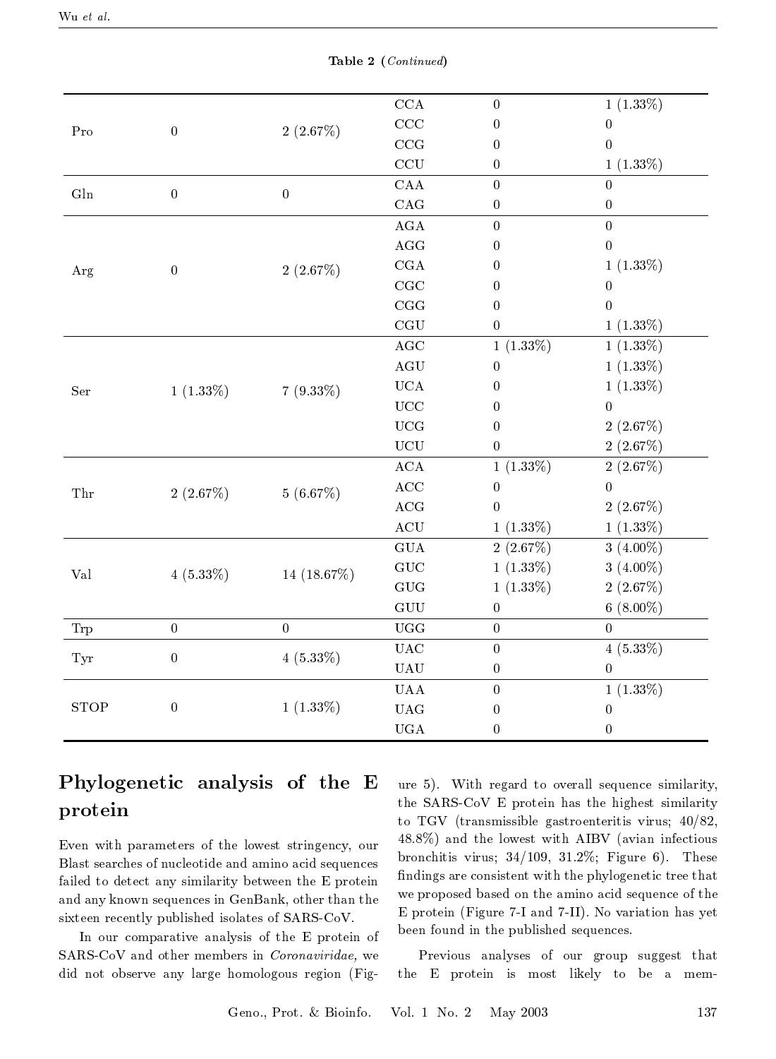**Table 2** (*Continued*)

| | | | | | |
|---|---|---|---|---|---|
| Pro | 0 | 2 (2.67%) | CCA | 0 | 1 (1.33%) |
| | | | CCC | 0 | 0 |
| | | | CCG | 0 | 0 |
| | | | CCU | 0 | 1 (1.33%) |
| Gln | 0 | 0 | CAA | 0 | 0 |
| | | | CAG | 0 | 0 |
| Arg | 0 | 2 (2.67%) | AGA | 0 | 0 |
| | | | AGG | 0 | 0 |
| | | | CGA | 0 | 1 (1.33%) |
| | | | CGC | 0 | 0 |
| | | | CGG | 0 | 0 |
| | | | CGU | 0 | 1 (1.33%) |
| Ser | 1 (1.33%) | 7 (9.33%) | AGC | 1 (1.33%) | 1 (1.33%) |
| | | | AGU | 0 | 1 (1.33%) |
| | | | UCA | 0 | 1 (1.33%) |
| | | | UCC | 0 | 0 |
| | | | UCG | 0 | 2 (2.67%) |
| | | | UCU | 0 | 2 (2.67%) |
| Thr | 2 (2.67%) | 5 (6.67%) | ACA | 1 (1.33%) | 2 (2.67%) |
| | | | ACC | 0 | 0 |
| | | | ACG | 0 | 2 (2.67%) |
| | | | ACU | 1 (1.33%) | 1 (1.33%) |
| Val | 4 (5.33%) | 14 (18.67%) | GUA | 2 (2.67%) | 3 (4.00%) |
| | | | GUC | 1 (1.33%) | 3 (4.00%) |
| | | | GUG | 1 (1.33%) | 2 (2.67%) |
| | | | GUU | 0 | 6 (8.00%) |
| Trp | 0 | 0 | UGG | 0 | 0 |
| Tyr | 0 | 4 (5.33%) | UAC | 0 | 4 (5.33%) |
| | | | UAU | 0 | 0 |
| STOP | 0 | 1 (1.33%) | UAA | 0 | 1 (1.33%) |
| | | | UAG | 0 | 0 |
| | | | UGA | 0 | 0 |

## Phylogenetic analysis of the E protein

Even with parameters of the lowest stringency, our Blast searches of nucleotide and amino acid sequences failed to detect any similarity between the E protein and any known sequences in GenBank, other than the sixteen recently published isolates of SARS-CoV.

In our comparative analysis of the E protein of SARS-CoV and other members in *Coronaviridae*, we did not observe any large homologous region (Figure 5). With regard to overall sequence similarity, the SARS-CoV E protein has the highest similarity to TGV (transmissible gastroenteritis virus; 40/82, 48.8%) and the lowest with AIBV (avian infectious bronchitis virus; 34/109, 31.2%; Figure 6). These findings are consistent with the phylogenetic tree that we proposed based on the amino acid sequence of the E protein (Figure 7-I and 7-II). No variation has yet been found in the published sequences.

Previous analyses of our group suggest that the E protein is most likely to be a mem-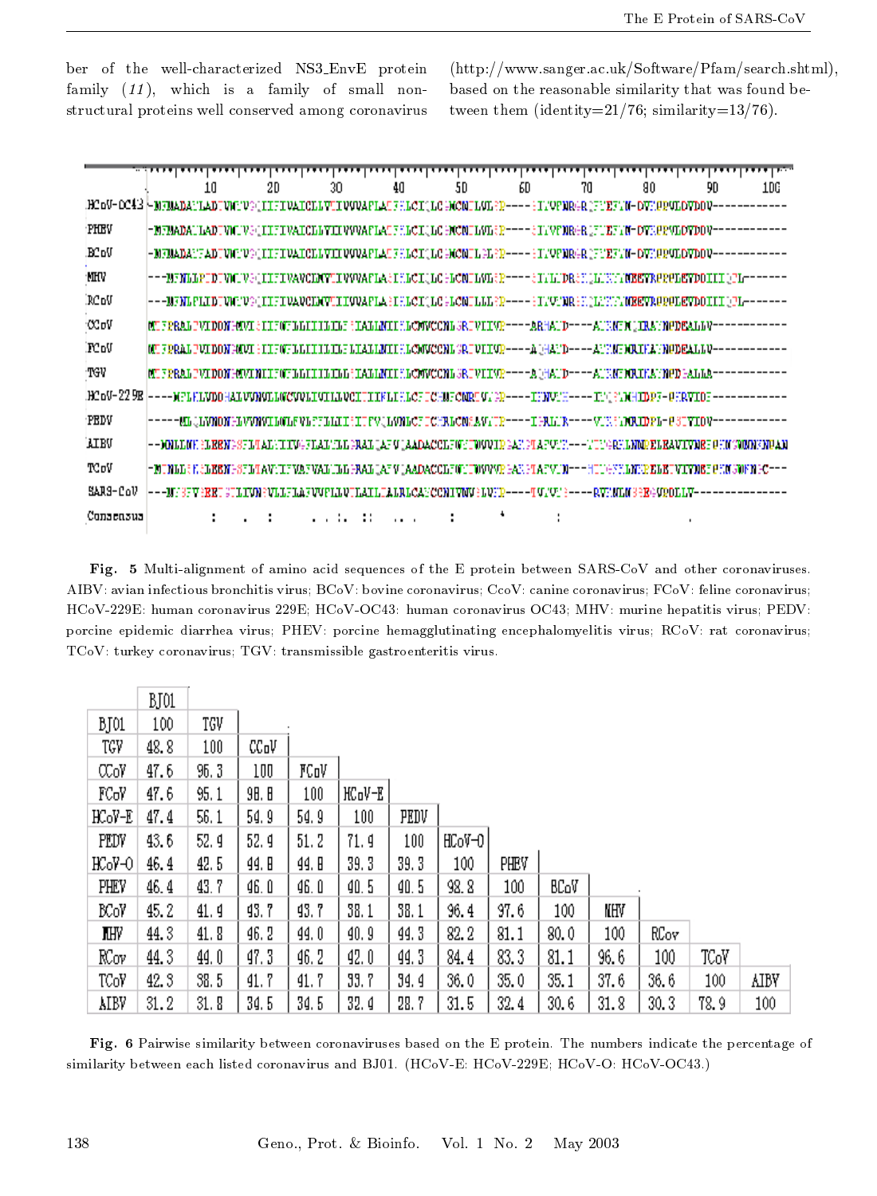ber of the well-characterized NS3_EnvE protein family (11), which is a family of small non-structural proteins well conserved among coronavirus (http://www.sanger.ac.uk/Software/Pfam/search.shtml), based on the reasonable similarity that was found between them (identity=21/76; similarity=13/76).

**Fig. 5** Multi-alignment of amino acid sequences of the E protein between SARS-CoV and other coronaviruses. AIBV: avian infectious bronchitis virus; BCoV: bovine coronavirus; CcoV: canine coronavirus; FCoV: feline coronavirus; HCoV-229E: human coronavirus 229E; HCoV-OC43: human coronavirus OC43; MHV: murine hepatitis virus; PEDV: porcine epidemic diarrhea virus; PHEV: porcine hemagglutinating encephalomyelitis virus; RCoV: rat coronavirus; TCoV: turkey coronavirus; TGV: transmissible gastroenteritis virus.

| | BJ01 | | | | | | | | | | | | |
|---|---|---|---|---|---|---|---|---|---|---|---|---|---|
| BJ01 | 100 | TGV | | | | | | | | | | | |
| TGV | 48.8 | 100 | CCoV | | | | | | | | | | |
| CCoV | 47.6 | 96.3 | 100 | FCoV | | | | | | | | | |
| FCoV | 47.6 | 95.1 | 98.8 | 100 | HCoV-E | | | | | | | | |
| HCoV-E | 47.4 | 56.1 | 54.9 | 54.9 | 100 | PEDV | | | | | | | |
| PEDV | 43.6 | 52.9 | 52.9 | 51.2 | 71.9 | 100 | HCoV-O | | | | | | |
| HCoV-O | 46.4 | 42.5 | 44.8 | 44.8 | 39.3 | 39.3 | 100 | PHEV | | | | | |
| PHEV | 46.4 | 43.7 | 46.0 | 46.0 | 40.5 | 40.5 | 98.8 | 100 | BCoV | | | | |
| BCoV | 45.2 | 41.9 | 43.7 | 43.7 | 38.1 | 38.1 | 96.4 | 97.6 | 100 | MHV | | | |
| MHV | 44.3 | 41.8 | 46.2 | 44.0 | 40.9 | 44.3 | 82.2 | 81.1 | 80.0 | 100 | RCov | | |
| RCov | 44.3 | 44.0 | 47.3 | 46.2 | 42.0 | 44.3 | 84.4 | 83.3 | 81.1 | 96.6 | 100 | TCoV | |
| TCoV | 42.3 | 38.5 | 41.7 | 41.7 | 33.7 | 34.4 | 36.0 | 35.0 | 35.1 | 37.6 | 36.6 | 100 | AIBV |
| AIBV | 31.2 | 31.8 | 34.5 | 34.5 | 32.4 | 28.7 | 31.5 | 32.4 | 30.6 | 31.8 | 30.3 | 78.9 | 100 |

**Fig. 6** Pairwise similarity between coronaviruses based on the E protein. The numbers indicate the percentage of similarity between each listed coronavirus and BJ01. (HCoV-E: HCoV-229E; HCoV-O: HCoV-OC43.)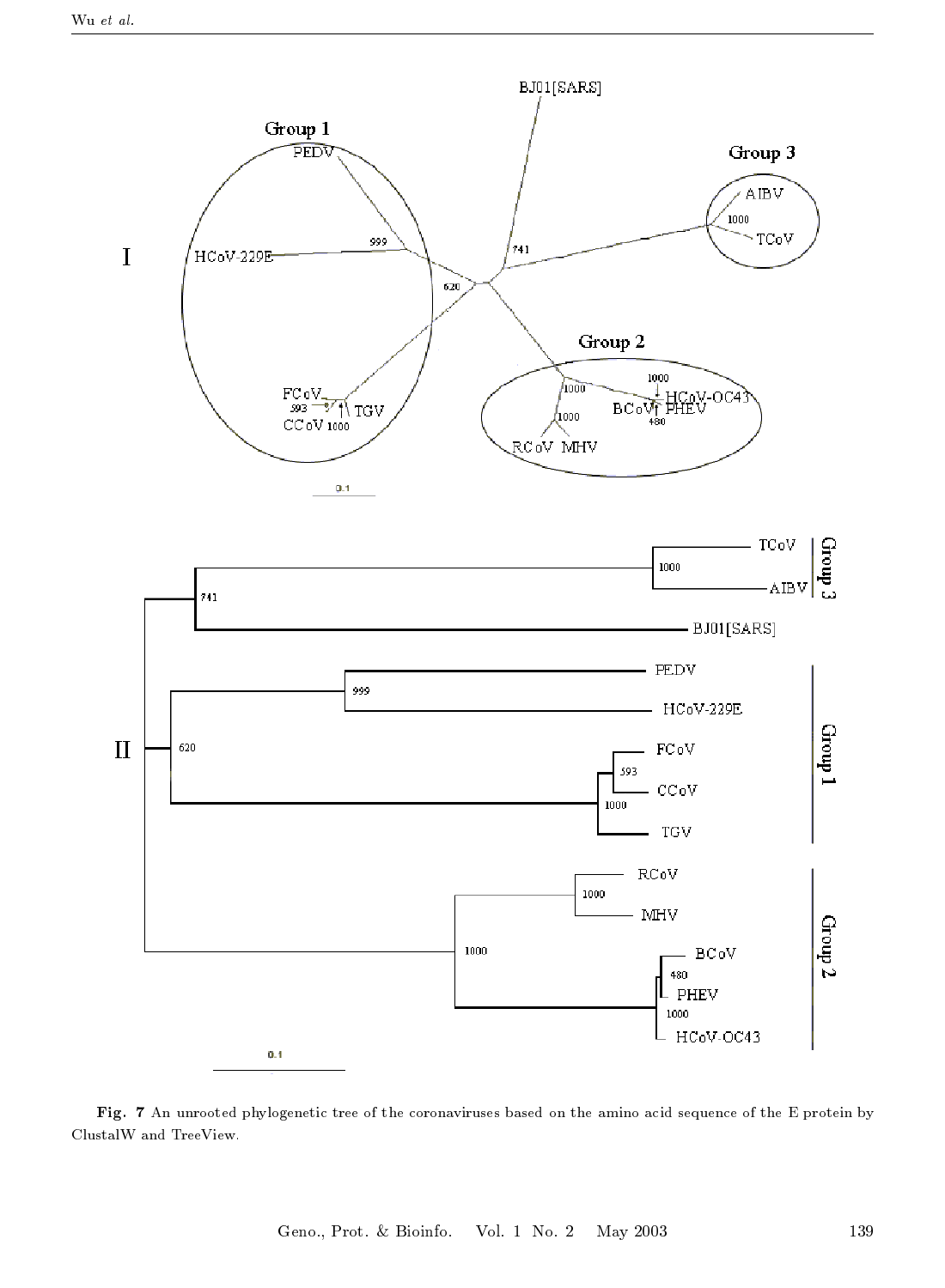**Fig. 7** An unrooted phylogenetic tree of the coronaviruses based on the amino acid sequence of the E protein by ClustalW and TreeView.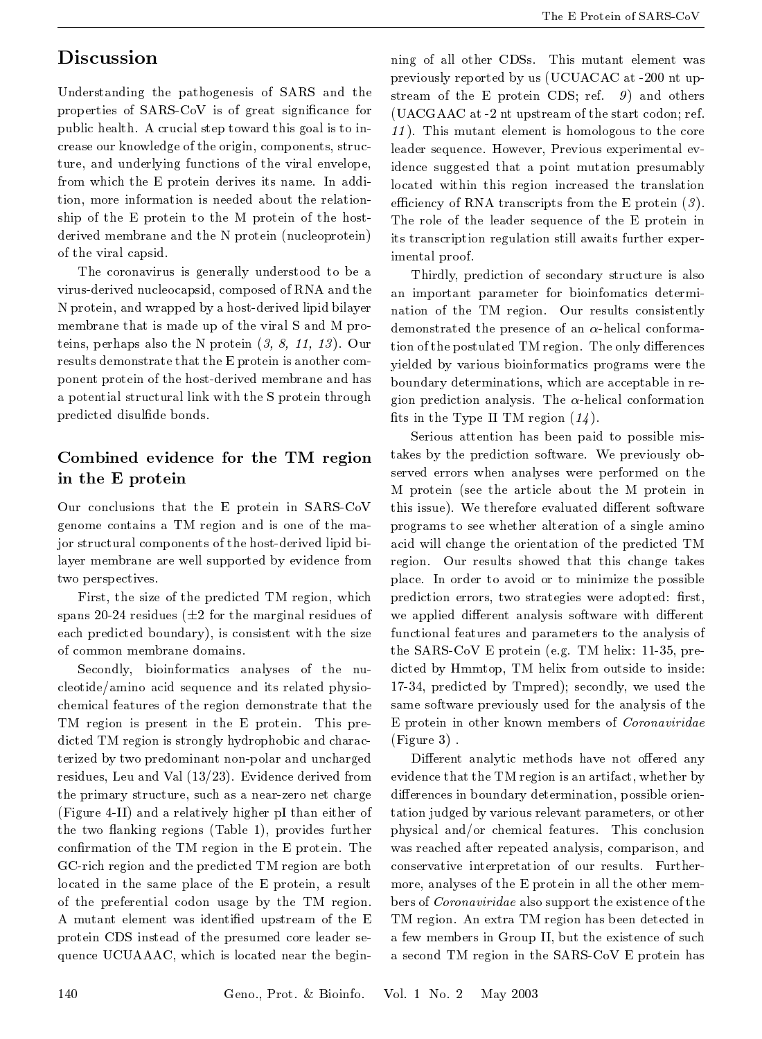## Discussion

Understanding the pathogenesis of SARS and the properties of SARS-CoV is of great significance for public health. A crucial step toward this goal is to increase our knowledge of the origin, components, structure, and underlying functions of the viral envelope, from which the E protein derives its name. In addition, more information is needed about the relationship of the E protein to the M protein of the host-derived membrane and the N protein (nucleoprotein) of the viral capsid.

The coronavirus is generally understood to be a virus-derived nucleocapsid, composed of RNA and the N protein, and wrapped by a host-derived lipid bilayer membrane that is made up of the viral S and M proteins, perhaps also the N protein (*3, 8, 11, 13*). Our results demonstrate that the E protein is another component protein of the host-derived membrane and has a potential structural link with the S protein through predicted disulfide bonds.

### Combined evidence for the TM region in the E protein

Our conclusions that the E protein in SARS-CoV genome contains a TM region and is one of the major structural components of the host-derived lipid bilayer membrane are well supported by evidence from two perspectives.

First, the size of the predicted TM region, which spans 20-24 residues (±2 for the marginal residues of each predicted boundary), is consistent with the size of common membrane domains.

Secondly, bioinformatics analyses of the nucleotide/amino acid sequence and its related physiochemical features of the region demonstrate that the TM region is present in the E protein. This predicted TM region is strongly hydrophobic and characterized by two predominant non-polar and uncharged residues, Leu and Val (13/23). Evidence derived from the primary structure, such as a near-zero net charge (Figure 4-II) and a relatively higher pI than either of the two flanking regions (Table 1), provides further confirmation of the TM region in the E protein. The GC-rich region and the predicted TM region are both located in the same place of the E protein, a result of the preferential codon usage by the TM region. A mutant element was identified upstream of the E protein CDS instead of the presumed core leader sequence UCUAAAC, which is located near the beginning of all other CDSs. This mutant element was previously reported by us (UCUACAC at -200 nt upstream of the E protein CDS; ref. *9*) and others (UACGAAC at -2 nt upstream of the start codon; ref. *11*). This mutant element is homologous to the core leader sequence. However, Previous experimental evidence suggested that a point mutation presumably located within this region increased the translation efficiency of RNA transcripts from the E protein (*3*). The role of the leader sequence of the E protein in its transcription regulation still awaits further experimental proof.

Thirdly, prediction of secondary structure is also an important parameter for bioinfomatics determination of the TM region. Our results consistently demonstrated the presence of an $\alpha$-helical conformation of the postulated TM region. The only differences yielded by various bioinformatics programs were the boundary determinations, which are acceptable in region prediction analysis. The $\alpha$-helical conformation fits in the Type II TM region (*14*).

Serious attention has been paid to possible mistakes by the prediction software. We previously observed errors when analyses were performed on the M protein (see the article about the M protein in this issue). We therefore evaluated different software programs to see whether alteration of a single amino acid will change the orientation of the predicted TM region. Our results showed that this change takes place. In order to avoid or to minimize the possible prediction errors, two strategies were adopted: first, we applied different analysis software with different functional features and parameters to the analysis of the SARS-CoV E protein (e.g. TM helix: 11-35, predicted by Hmmtop, TM helix from outside to inside: 17-34, predicted by Tmpred); secondly, we used the same software previously used for the analysis of the E protein in other known members of *Coronaviridae* (Figure 3).

Different analytic methods have not offered any evidence that the TM region is an artifact, whether by differences in boundary determination, possible orientation judged by various relevant parameters, or other physical and/or chemical features. This conclusion was reached after repeated analysis, comparison, and conservative interpretation of our results. Furthermore, analyses of the E protein in all the other members of *Coronaviridae* also support the existence of the TM region. An extra TM region has been detected in a few members in Group II, but the existence of such a second TM region in the SARS-CoV E protein has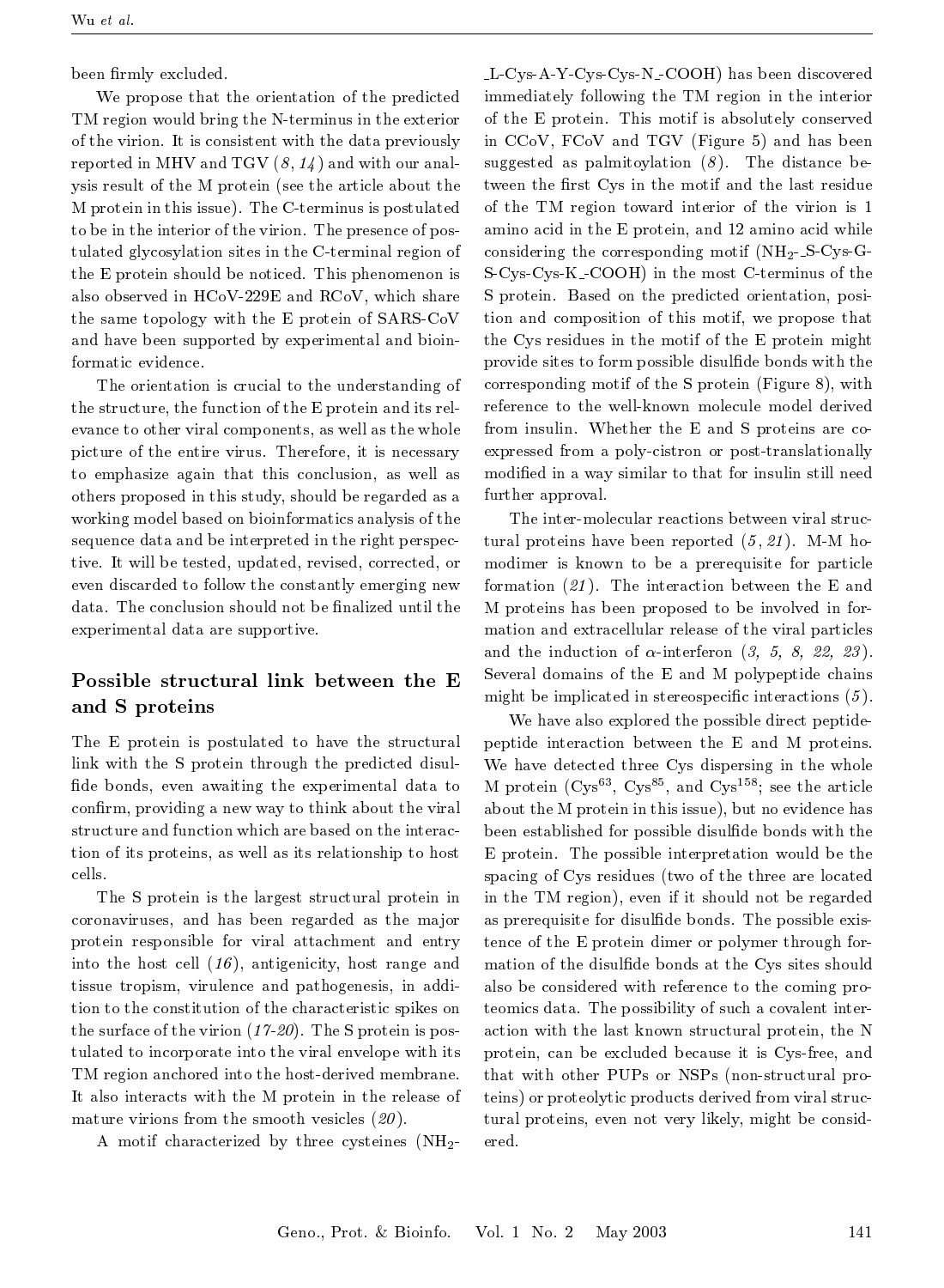been firmly excluded.

We propose that the orientation of the predicted TM region would bring the N-terminus in the exterior of the virion. It is consistent with the data previously reported in MHV and TGV (*8*, *14*) and with our analysis result of the M protein (see the article about the M protein in this issue). The C-terminus is postulated to be in the interior of the virion. The presence of postulated glycosylation sites in the C-terminal region of the E protein should be noticed. This phenomenon is also observed in HCoV-229E and RCoV, which share the same topology with the E protein of SARS-CoV and have been supported by experimental and bioinformatic evidence.

The orientation is crucial to the understanding of the structure, the function of the E protein and its relevance to other viral components, as well as the whole picture of the entire virus. Therefore, it is necessary to emphasize again that this conclusion, as well as others proposed in this study, should be regarded as a working model based on bioinformatics analysis of the sequence data and be interpreted in the right perspective. It will be tested, updated, revised, corrected, or even discarded to follow the constantly emerging new data. The conclusion should not be finalized until the experimental data are supportive.

## Possible structural link between the E and S proteins

The E protein is postulated to have the structural link with the S protein through the predicted disulfide bonds, even awaiting the experimental data to confirm, providing a new way to think about the viral structure and function which are based on the interaction of its proteins, as well as its relationship to host cells.

The S protein is the largest structural protein in coronaviruses, and has been regarded as the major protein responsible for viral attachment and entry into the host cell (*16*), antigenicity, host range and tissue tropism, virulence and pathogenesis, in addition to the constitution of the characteristic spikes on the surface of the virion (*17-20*). The S protein is postulated to incorporate into the viral envelope with its TM region anchored into the host-derived membrane. It also interacts with the M protein in the release of mature virions from the smooth vesicles (*20*).

A motif characterized by three cysteines ($NH_2$-_L-Cys-A-Y-Cys-Cys-N_-COOH) has been discovered immediately following the TM region in the interior of the E protein. This motif is absolutely conserved in CCoV, FCoV and TGV (Figure 5) and has been suggested as palmitoylation (*8*). The distance between the first Cys in the motif and the last residue of the TM region toward interior of the virion is 1 amino acid in the E protein, and 12 amino acid while considering the corresponding motif ($NH_2$-_S-Cys-G-S-Cys-Cys-K_-COOH) in the most C-terminus of the S protein. Based on the predicted orientation, position and composition of this motif, we propose that the Cys residues in the motif of the E protein might provide sites to form possible disulfide bonds with the corresponding motif of the S protein (Figure 8), with reference to the well-known molecule model derived from insulin. Whether the E and S proteins are co-expressed from a poly-cistron or post-translationally modified in a way similar to that for insulin still need further approval.

The inter-molecular reactions between viral structural proteins have been reported (*5*, *21*). M-M homodimer is known to be a prerequisite for particle formation (*21*). The interaction between the E and M proteins has been proposed to be involved in formation and extracellular release of the viral particles and the induction of $\alpha$-interferon (*3, 5, 8, 22, 23*). Several domains of the E and M polypeptide chains might be implicated in stereospecific interactions (*5*).

We have also explored the possible direct peptide-peptide interaction between the E and M proteins. We have detected three Cys dispersing in the whole M protein ($Cys^{63}$, $Cys^{85}$, and $Cys^{158}$; see the article about the M protein in this issue), but no evidence has been established for possible disulfide bonds with the E protein. The possible interpretation would be the spacing of Cys residues (two of the three are located in the TM region), even if it should not be regarded as prerequisite for disulfide bonds. The possible existence of the E protein dimer or polymer through formation of the disulfide bonds at the Cys sites should also be considered with reference to the coming proteomics data. The possibility of such a covalent interaction with the last known structural protein, the N protein, can be excluded because it is Cys-free, and that with other PUPs or NSPs (non-structural proteins) or proteolytic products derived from viral structural proteins, even not very likely, might be considered.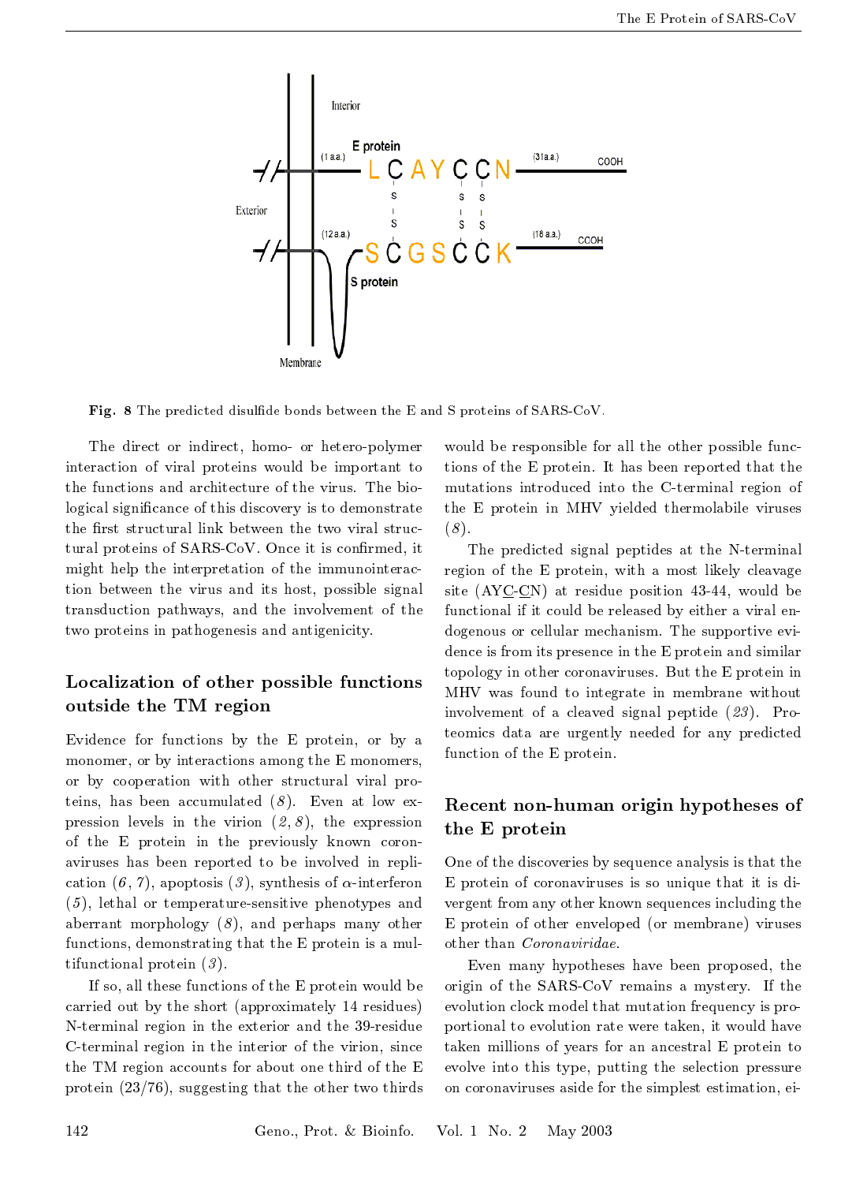**Fig. 8** The predicted disulfide bonds between the E and S proteins of SARS-CoV.

The direct or indirect, homo- or hetero-polymer interaction of viral proteins would be important to the functions and architecture of the virus. The biological significance of this discovery is to demonstrate the first structural link between the two viral structural proteins of SARS-CoV. Once it is confirmed, it might help the interpretation of the immunointeraction between the virus and its host, possible signal transduction pathways, and the involvement of the two proteins in pathogenesis and antigenicity.

## Localization of other possible functions outside the TM region

Evidence for functions by the E protein, or by a monomer, or by interactions among the E monomers, or by cooperation with other structural viral proteins, has been accumulated (*8*). Even at low expression levels in the virion (*2*, *8*), the expression of the E protein in the previously known coronaviruses has been reported to be involved in replication (*6*, *7*), apoptosis (*3*), synthesis of $\alpha$-interferon (*5*), lethal or temperature-sensitive phenotypes and aberrant morphology (*8*), and perhaps many other functions, demonstrating that the E protein is a multifunctional protein (*3*).

If so, all these functions of the E protein would be carried out by the short (approximately 14 residues) N-terminal region in the exterior and the 39-residue C-terminal region in the interior of the virion, since the TM region accounts for about one third of the E protein (23/76), suggesting that the other two thirds would be responsible for all the other possible functions of the E protein. It has been reported that the mutations introduced into the C-terminal region of the E protein in MHV yielded thermolabile viruses (*8*).

The predicted signal peptides at the N-terminal region of the E protein, with a most likely cleavage site (AY<u>C</u>-<u>C</u>N) at residue position 43-44, would be functional if it could be released by either a viral endogenous or cellular mechanism. The supportive evidence is from its presence in the E protein and similar topology in other coronaviruses. But the E protein in MHV was found to integrate in membrane without involvement of a cleaved signal peptide (*23*). Proteomics data are urgently needed for any predicted function of the E protein.

## Recent non-human origin hypotheses of the E protein

One of the discoveries by sequence analysis is that the E protein of coronaviruses is so unique that it is divergent from any other known sequences including the E protein of other enveloped (or membrane) viruses other than *Coronaviridae*.

Even many hypotheses have been proposed, the origin of the SARS-CoV remains a mystery. If the evolution clock model that mutation frequency is proportional to evolution rate were taken, it would have taken millions of years for an ancestral E protein to evolve into this type, putting the selection pressure on coronaviruses aside for the simplest estimation, ei-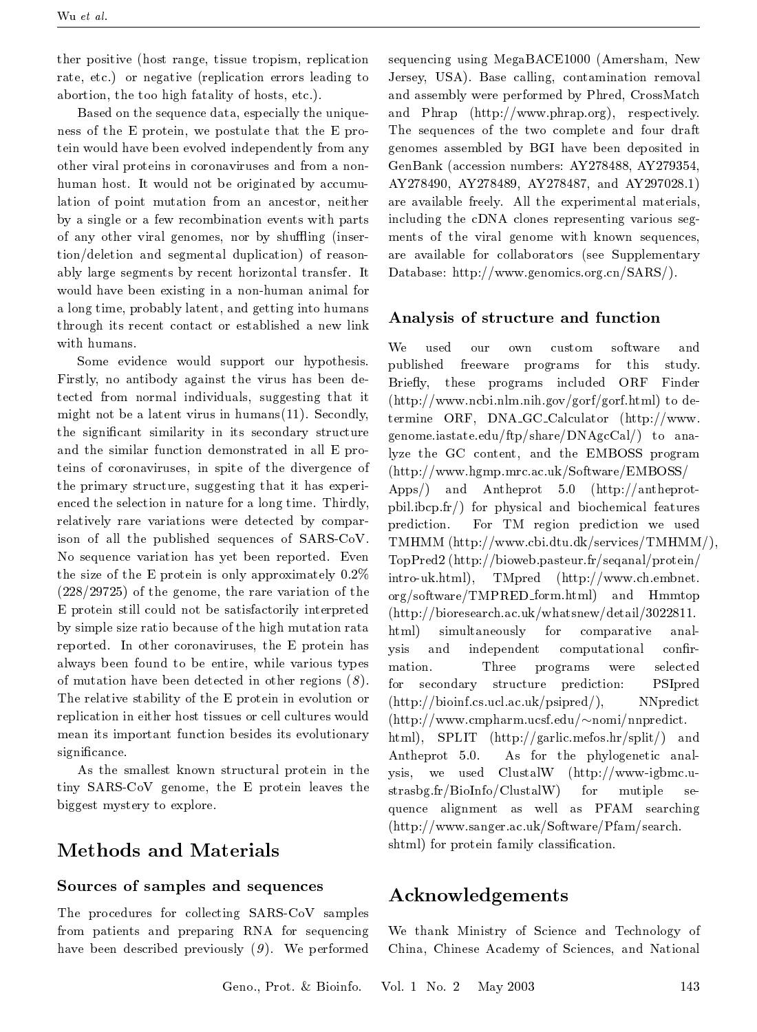ther positive (host range, tissue tropism, replication rate, etc.) or negative (replication errors leading to abortion, the too high fatality of hosts, etc.).

Based on the sequence data, especially the uniqueness of the E protein, we postulate that the E protein would have been evolved independently from any other viral proteins in coronaviruses and from a non-human host. It would not be originated by accumulation of point mutation from an ancestor, neither by a single or a few recombination events with parts of any other viral genomes, nor by shuffling (insertion/deletion and segmental duplication) of reasonably large segments by recent horizontal transfer. It would have been existing in a non-human animal for a long time, probably latent, and getting into humans through its recent contact or established a new link with humans.

Some evidence would support our hypothesis. Firstly, no antibody against the virus has been detected from normal individuals, suggesting that it might not be a latent virus in humans(11). Secondly, the significant similarity in its secondary structure and the similar function demonstrated in all E proteins of coronaviruses, in spite of the divergence of the primary structure, suggesting that it has experienced the selection in nature for a long time. Thirdly, relatively rare variations were detected by comparison of all the published sequences of SARS-CoV. No sequence variation has yet been reported. Even the size of the E protein is only approximately 0.2% (228/29725) of the genome, the rare variation of the E protein still could not be satisfactorily interpreted by simple size ratio because of the high mutation rata reported. In other coronaviruses, the E protein has always been found to be entire, while various types of mutation have been detected in other regions (*8*). The relative stability of the E protein in evolution or replication in either host tissues or cell cultures would mean its important function besides its evolutionary significance.

As the smallest known structural protein in the tiny SARS-CoV genome, the E protein leaves the biggest mystery to explore.

## Methods and Materials

### Sources of samples and sequences

The procedures for collecting SARS-CoV samples from patients and preparing RNA for sequencing have been described previously (*9*). We performed sequencing using MegaBACE1000 (Amersham, New Jersey, USA). Base calling, contamination removal and assembly were performed by Phred, CrossMatch and Phrap (http://www.phrap.org), respectively. The sequences of the two complete and four draft genomes assembled by BGI have been deposited in GenBank (accession numbers: AY278488, AY279354, AY278490, AY278489, AY278487, and AY297028.1) are available freely. All the experimental materials, including the cDNA clones representing various segments of the viral genome with known sequences, are available for collaborators (see Supplementary Database: http://www.genomics.org.cn/SARS/).

### Analysis of structure and function

We used our own custom software and published freeware programs for this study. Briefly, these programs included ORF Finder (http://www.ncbi.nlm.nih.gov/gorf/gorf.html) to determine ORF, DNA_GC_Calculator (http://www.genome.iastate.edu/ftp/share/DNAgcCal/) to analyze the GC content, and the EMBOSS program (http://www.hgmp.mrc.ac.uk/Software/EMBOSS/Apps/) and Antheprot 5.0 (http://antheprot-pbil.ibcp.fr/) for physical and biochemical features prediction. For TM region prediction we used TMHMM (http://www.cbi.dtu.dk/services/TMHMM/), TopPred2 (http://bioweb.pasteur.fr/seqanal/protein/intro-uk.html), TMpred (http://www.ch.embnet.org/software/TMPRED_form.html) and Hmmtop (http://bioresearch.ac.uk/whatsnew/detail/3022811.html) simultaneously for comparative analysis and independent computational confirmation. Three programs were selected for secondary structure prediction: PSIpred (http://bioinf.cs.ucl.ac.uk/psipred/), NNpredict (http://www.cmpharm.ucsf.edu/~nomi/nnpredict.html), SPLIT (http://garlic.mefos.hr/split/) and Antheprot 5.0. As for the phylogenetic analysis, we used ClustalW (http://www-igbmc.u-strasbg.fr/BioInfo/ClustalW) for mutiple sequence alignment as well as PFAM searching (http://www.sanger.ac.uk/Software/Pfam/search.shtml) for protein family classification.

## Acknowledgements

We thank Ministry of Science and Technology of China, Chinese Academy of Sciences, and National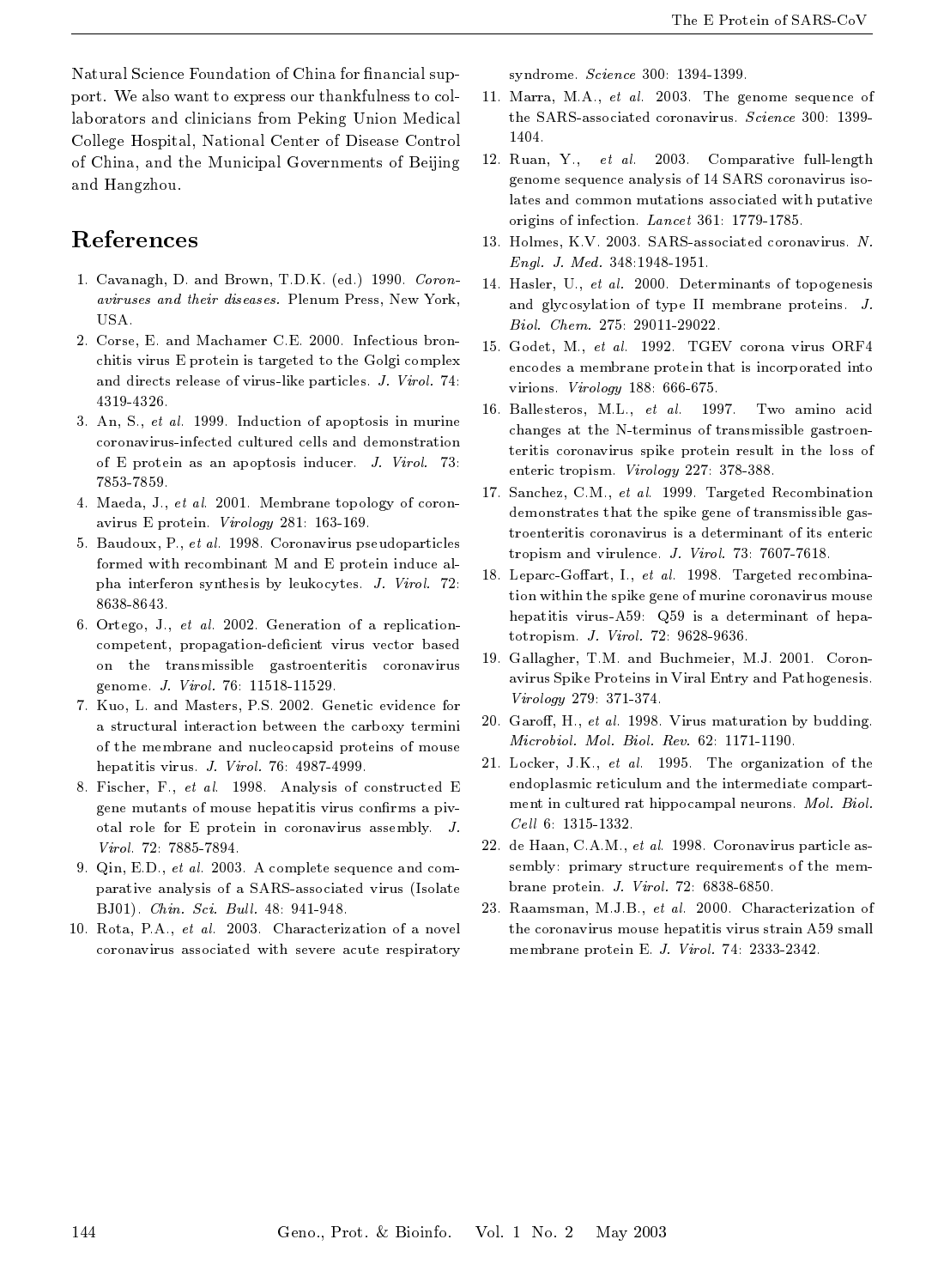Natural Science Foundation of China for financial support. We also want to express our thankfulness to collaborators and clinicians from Peking Union Medical College Hospital, National Center of Disease Control of China, and the Municipal Governments of Beijing and Hangzhou.

## References

1. Cavanagh, D. and Brown, T.D.K. (ed.) 1990. *Coronaviruses and their diseases.* Plenum Press, New York, USA.
2. Corse, E. and Machamer C.E. 2000. Infectious bronchitis virus E protein is targeted to the Golgi complex and directs release of virus-like particles. *J. Virol.* 74: 4319-4326.
3. An, S., *et al.* 1999. Induction of apoptosis in murine coronavirus-infected cultured cells and demonstration of E protein as an apoptosis inducer. *J. Virol.* 73: 7853-7859.
4. Maeda, J., *et al.* 2001. Membrane topology of coronavirus E protein. *Virology* 281: 163-169.
5. Baudoux, P., *et al.* 1998. Coronavirus pseudoparticles formed with recombinant M and E protein induce alpha interferon synthesis by leukocytes. *J. Virol.* 72: 8638-8643.
6. Ortego, J., *et al.* 2002. Generation of a replication-competent, propagation-deficient virus vector based on the transmissible gastroenteritis coronavirus genome. *J. Virol.* 76: 11518-11529.
7. Kuo, L. and Masters, P.S. 2002. Genetic evidence for a structural interaction between the carboxy termini of the membrane and nucleocapsid proteins of mouse hepatitis virus. *J. Virol.* 76: 4987-4999.
8. Fischer, F., *et al.* 1998. Analysis of constructed E gene mutants of mouse hepatitis virus confirms a pivotal role for E protein in coronavirus assembly. *J. Virol.* 72: 7885-7894.
9. Qin, E.D., *et al.* 2003. A complete sequence and comparative analysis of a SARS-associated virus (Isolate BJ01). *Chin. Sci. Bull.* 48: 941-948.
10. Rota, P.A., *et al.* 2003. Characterization of a novel coronavirus associated with severe acute respiratory syndrome. *Science* 300: 1394-1399.
11. Marra, M.A., *et al.* 2003. The genome sequence of the SARS-associated coronavirus. *Science* 300: 1399-1404.
12. Ruan, Y., *et al.* 2003. Comparative full-length genome sequence analysis of 14 SARS coronavirus isolates and common mutations associated with putative origins of infection. *Lancet* 361: 1779-1785.
13. Holmes, K.V. 2003. SARS-associated coronavirus. *N. Engl. J. Med.* 348:1948-1951.
14. Hasler, U., *et al.* 2000. Determinants of topogenesis and glycosylation of type II membrane proteins. *J. Biol. Chem.* 275: 29011-29022.
15. Godet, M., *et al.* 1992. TGEV corona virus ORF4 encodes a membrane protein that is incorporated into virions. *Virology* 188: 666-675.
16. Ballesteros, M.L., *et al.* 1997. Two amino acid changes at the N-terminus of transmissible gastroenteritis coronavirus spike protein result in the loss of enteric tropism. *Virology* 227: 378-388.
17. Sanchez, C.M., *et al.* 1999. Targeted Recombination demonstrates that the spike gene of transmissible gastroenteritis coronavirus is a determinant of its enteric tropism and virulence. *J. Virol.* 73: 7607-7618.
18. Leparc-Goffart, I., *et al.* 1998. Targeted recombination within the spike gene of murine coronavirus mouse hepatitis virus-A59: Q59 is a determinant of hepatotropism. *J. Virol.* 72: 9628-9636.
19. Gallagher, T.M. and Buchmeier, M.J. 2001. Coronavirus Spike Proteins in Viral Entry and Pathogenesis. *Virology* 279: 371-374.
20. Garoff, H., *et al.* 1998. Virus maturation by budding. *Microbiol. Mol. Biol. Rev.* 62: 1171-1190.
21. Locker, J.K., *et al.* 1995. The organization of the endoplasmic reticulum and the intermediate compartment in cultured rat hippocampal neurons. *Mol. Biol. Cell* 6: 1315-1332.
22. de Haan, C.A.M., *et al.* 1998. Coronavirus particle assembly: primary structure requirements of the membrane protein. *J. Virol.* 72: 6838-6850.
23. Raamsman, M.J.B., *et al.* 2000. Characterization of the coronavirus mouse hepatitis virus strain A59 small membrane protein E. *J. Virol.* 74: 2333-2342.